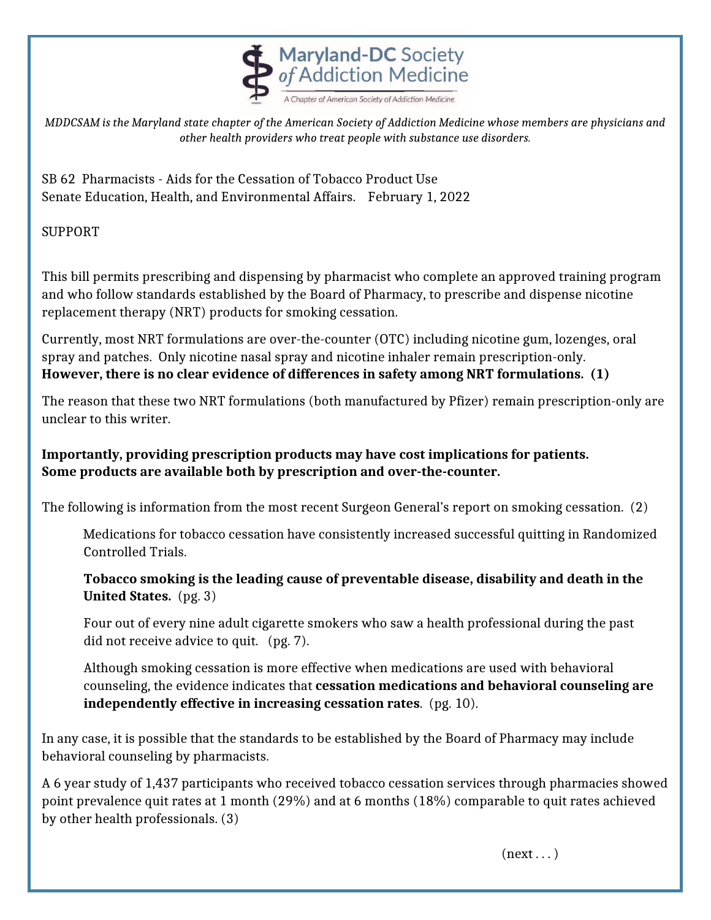Maryland-DC Society of Addiction Medicine

A Chapter of American Society of Addiction Medicine

*MDDCSAM is the Maryland state chapter of the American Society of Addiction Medicine whose members are physicians and other health providers who treat people with substance use disorders.*

SB 62 Pharmacists - Aids for the Cessation of Tobacco Product Use
Senate Education, Health, and Environmental Affairs. February 1, 2022

SUPPORT

This bill permits prescribing and dispensing by pharmacist who complete an approved training program and who follow standards established by the Board of Pharmacy, to prescribe and dispense nicotine replacement therapy (NRT) products for smoking cessation.

Currently, most NRT formulations are over-the-counter (OTC) including nicotine gum, lozenges, oral spray and patches. Only nicotine nasal spray and nicotine inhaler remain prescription-only. **However, there is no clear evidence of differences in safety among NRT formulations. (1)**

The reason that these two NRT formulations (both manufactured by Pfizer) remain prescription-only are unclear to this writer.

**Importantly, providing prescription products may have cost implications for patients. Some products are available both by prescription and over-the-counter.**

The following is information from the most recent Surgeon General's report on smoking cessation. (2)

> Medications for tobacco cessation have consistently increased successful quitting in Randomized Controlled Trials.
>
> **Tobacco smoking is the leading cause of preventable disease, disability and death in the United States.** (pg. 3)
>
> Four out of every nine adult cigarette smokers who saw a health professional during the past did not receive advice to quit. (pg. 7).
>
> Although smoking cessation is more effective when medications are used with behavioral counseling, the evidence indicates that **cessation medications and behavioral counseling are independently effective in increasing cessation rates**. (pg. 10).

In any case, it is possible that the standards to be established by the Board of Pharmacy may include behavioral counseling by pharmacists.

A 6 year study of 1,437 participants who received tobacco cessation services through pharmacies showed point prevalence quit rates at 1 month (29%) and at 6 months (18%) comparable to quit rates achieved by other health professionals. (3)

(next . . . )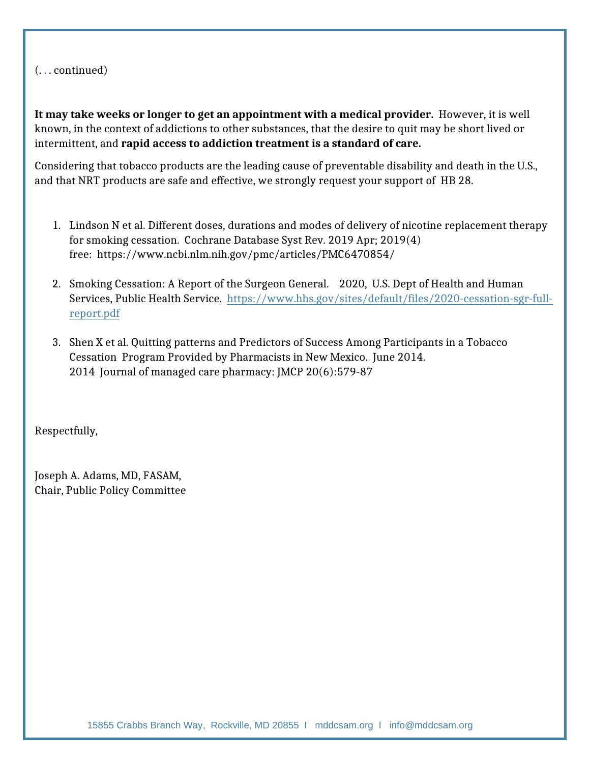(. . . continued)

**It may take weeks or longer to get an appointment with a medical provider.** However, it is well known, in the context of addictions to other substances, that the desire to quit may be short lived or intermittent, and **rapid access to addiction treatment is a standard of care.**

Considering that tobacco products are the leading cause of preventable disability and death in the U.S., and that NRT products are safe and effective, we strongly request your support of HB 28.

1. Lindson N et al. Different doses, durations and modes of delivery of nicotine replacement therapy for smoking cessation. Cochrane Database Syst Rev. 2019 Apr; 2019(4)
   free: https://www.ncbi.nlm.nih.gov/pmc/articles/PMC6470854/

2. Smoking Cessation: A Report of the Surgeon General. 2020, U.S. Dept of Health and Human Services, Public Health Service. https://www.hhs.gov/sites/default/files/2020-cessation-sgr-full-report.pdf

3. Shen X et al. Quitting patterns and Predictors of Success Among Participants in a Tobacco Cessation Program Provided by Pharmacists in New Mexico. June 2014.
   2014 Journal of managed care pharmacy: JMCP 20(6):579-87

Respectfully,

Joseph A. Adams, MD, FASAM,
Chair, Public Policy Committee

15855 Crabbs Branch Way, Rockville, MD 20855 I mddcsam.org I info@mddcsam.org